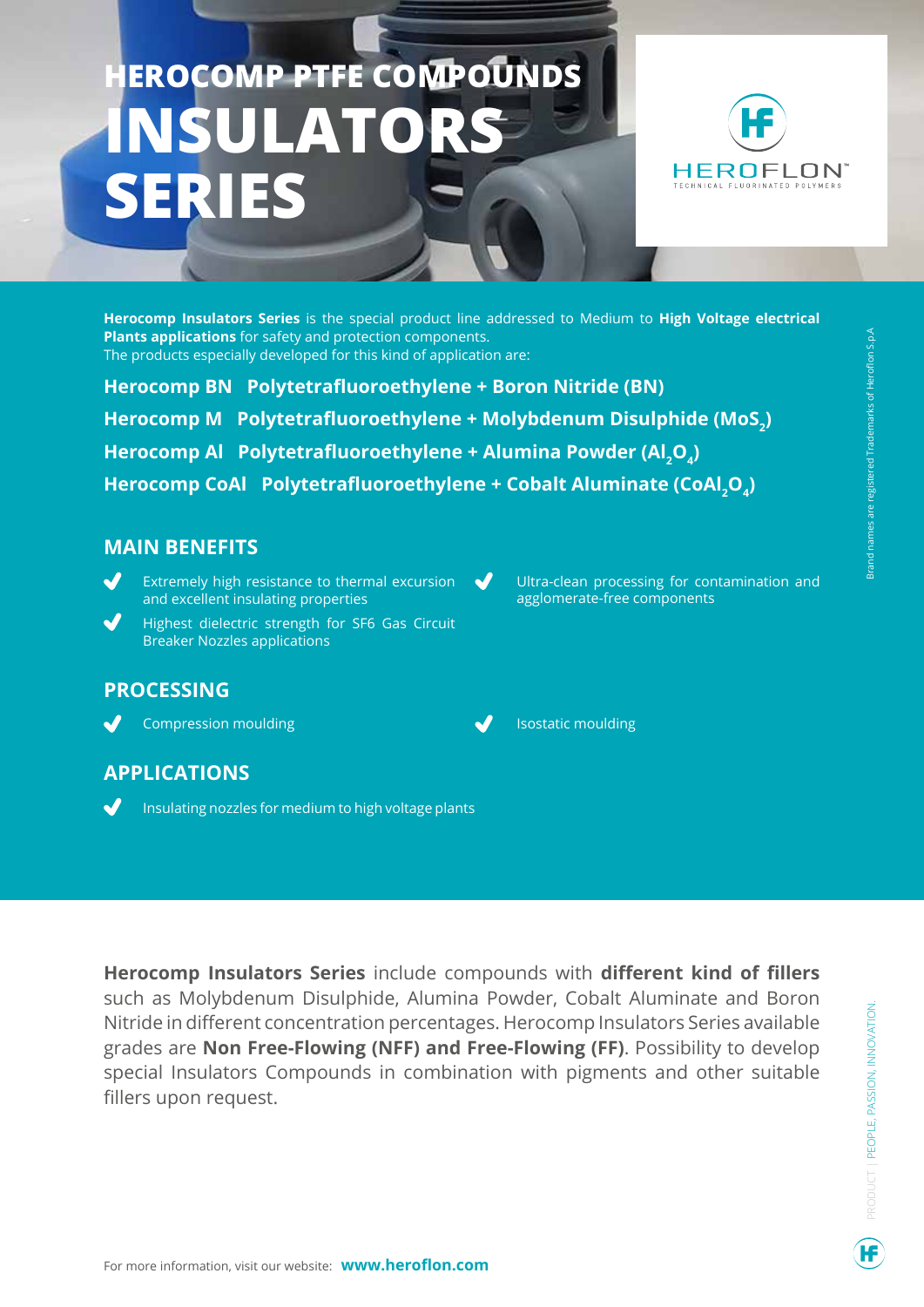# HEROCOMP PTFE COMPOUNDS INSULATORS SERIES

HEROFLON™
TECHNICAL FLUORINATED POLYMERS

**Herocomp Insulators Series** is the special product line addressed to Medium to **High Voltage electrical Plants applications** for safety and protection components.
The products especially developed for this kind of application are:

**Herocomp BN Polytetrafluoroethylene + Boron Nitride (BN)**

**Herocomp M Polytetrafluoroethylene + Molybdenum Disulphide ($MoS_2$)**

**Herocomp Al Polytetrafluoroethylene + Alumina Powder ($Al_2O_4$)**

**Herocomp CoAl Polytetrafluoroethylene + Cobalt Aluminate ($CoAl_2O_4$)**

## MAIN BENEFITS

- Extremely high resistance to thermal excursion and excellent insulating properties
- Highest dielectric strength for SF6 Gas Circuit Breaker Nozzles applications
- Ultra-clean processing for contamination and agglomerate-free components

## PROCESSING

- Compression moulding
- Isostatic moulding

## APPLICATIONS

- Insulating nozzles for medium to high voltage plants

Brand names are registered Trademarks of Heroflon S.p.A

**Herocomp Insulators Series** include compounds with **different kind of fillers** such as Molybdenum Disulphide, Alumina Powder, Cobalt Aluminate and Boron Nitride in different concentration percentages. Herocomp Insulators Series available grades are **Non Free-Flowing (NFF) and Free-Flowing (FF)**. Possibility to develop special Insulators Compounds in combination with pigments and other suitable fillers upon request.

PRODUCT | PEOPLE, PASSION, INNOVATION.

For more information, visit our website: **www.heroflon.com**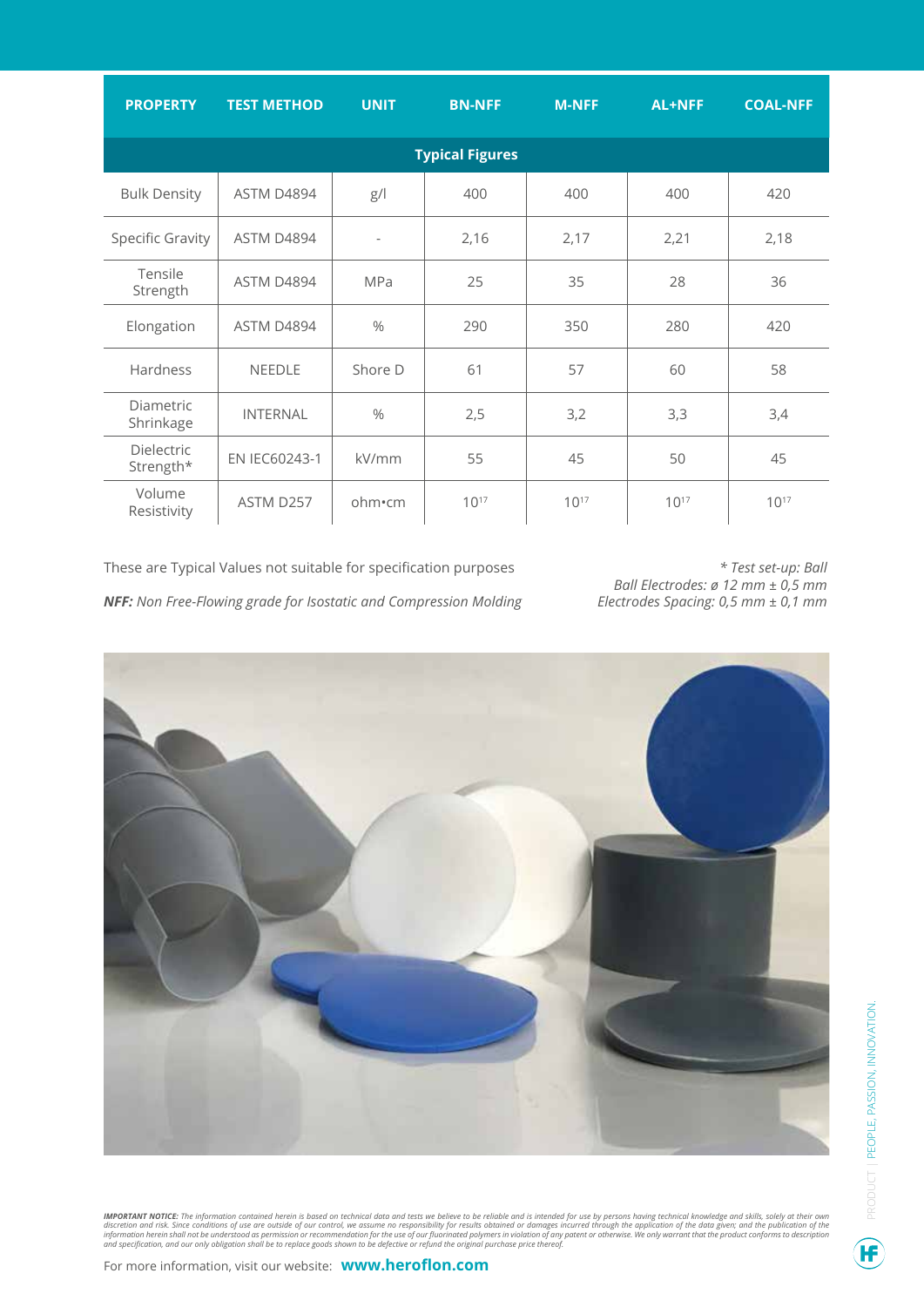| PROPERTY | TEST METHOD | UNIT | BN-NFF | M-NFF | AL+NFF | COAL-NFF |
|---|---|---|---|---|---|---|
| **Typical Figures** | | | | | | |
| Bulk Density | ASTM D4894 | g/l | 400 | 400 | 400 | 420 |
| Specific Gravity | ASTM D4894 | - | 2,16 | 2,17 | 2,21 | 2,18 |
| Tensile Strength | ASTM D4894 | MPa | 25 | 35 | 28 | 36 |
| Elongation | ASTM D4894 | % | 290 | 350 | 280 | 420 |
| Hardness | NEEDLE | Shore D | 61 | 57 | 60 | 58 |
| Diametric Shrinkage | INTERNAL | % | 2,5 | 3,2 | 3,3 | 3,4 |
| Dielectric Strength* | EN IEC60243-1 | kV/mm | 55 | 45 | 50 | 45 |
| Volume Resistivity | ASTM D257 | ohm•cm | $10^{17}$ | $10^{17}$ | $10^{17}$ | $10^{17}$ |

These are Typical Values not suitable for specification purposes

***NFF:*** *Non Free-Flowing grade for Isostatic and Compression Molding*

*\* Test set-up: Ball*
*Ball Electrodes: ø 12 mm ± 0,5 mm*
*Electrodes Spacing: 0,5 mm ± 0,1 mm*

***IMPORTANT NOTICE:*** *The information contained herein is based on technical data and tests we believe to be reliable and is intended for use by persons having technical knowledge and skills, solely at their own discretion and risk. Since conditions of use are outside of our control, we assume no responsibility for results obtained or damages incurred through the application of the data given; and the publication of the information herein shall not be understood as permission or recommendation for the use of our fluorinated polymers in violation of any patent or otherwise. We only warrant that the product conforms to description and specification, and our only obligation shall be to replace goods shown to be defective or refund the original purchase price thereof.*

For more information, visit our website: **www.heroflon.com**

PRODUCT | PEOPLE, PASSION, INNOVATION.